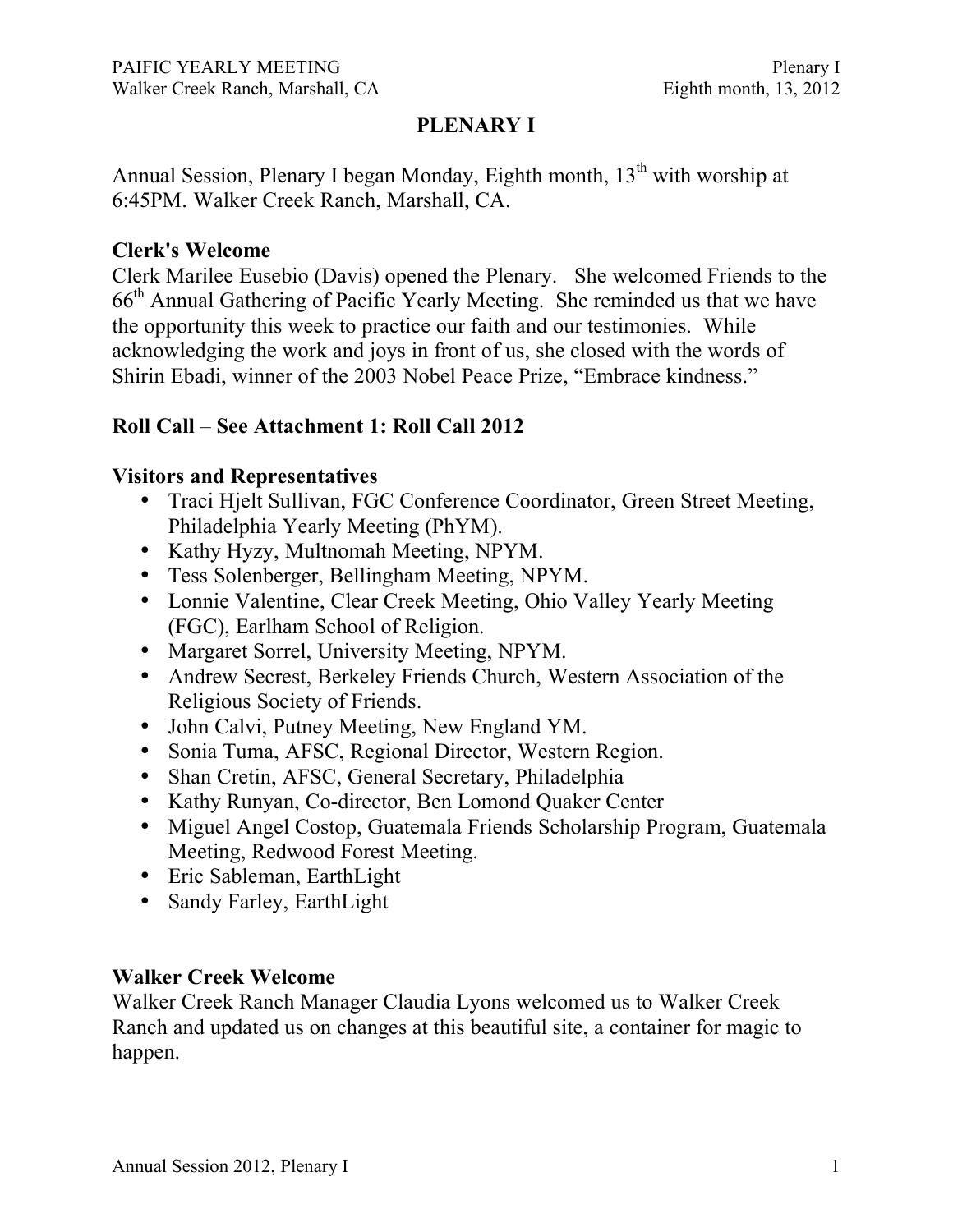# PLENARY I

Annual Session, Plenary I began Monday, Eighth month, 13th with worship at 6:45PM. Walker Creek Ranch, Marshall, CA.

**Clerk's Welcome**

Clerk Marilee Eusebio (Davis) opened the Plenary. She welcomed Friends to the 66th Annual Gathering of Pacific Yearly Meeting. She reminded us that we have the opportunity this week to practice our faith and our testimonies. While acknowledging the work and joys in front of us, she closed with the words of Shirin Ebadi, winner of the 2003 Nobel Peace Prize, "Embrace kindness."

**Roll Call** – **See Attachment 1: Roll Call 2012**

**Visitors and Representatives**

- Traci Hjelt Sullivan, FGC Conference Coordinator, Green Street Meeting, Philadelphia Yearly Meeting (PhYM).
- Kathy Hyzy, Multnomah Meeting, NPYM.
- Tess Solenberger, Bellingham Meeting, NPYM.
- Lonnie Valentine, Clear Creek Meeting, Ohio Valley Yearly Meeting (FGC), Earlham School of Religion.
- Margaret Sorrel, University Meeting, NPYM.
- Andrew Secrest, Berkeley Friends Church, Western Association of the Religious Society of Friends.
- John Calvi, Putney Meeting, New England YM.
- Sonia Tuma, AFSC, Regional Director, Western Region.
- Shan Cretin, AFSC, General Secretary, Philadelphia
- Kathy Runyan, Co-director, Ben Lomond Quaker Center
- Miguel Angel Costop, Guatemala Friends Scholarship Program, Guatemala Meeting, Redwood Forest Meeting.
- Eric Sableman, EarthLight
- Sandy Farley, EarthLight

**Walker Creek Welcome**

Walker Creek Ranch Manager Claudia Lyons welcomed us to Walker Creek Ranch and updated us on changes at this beautiful site, a container for magic to happen.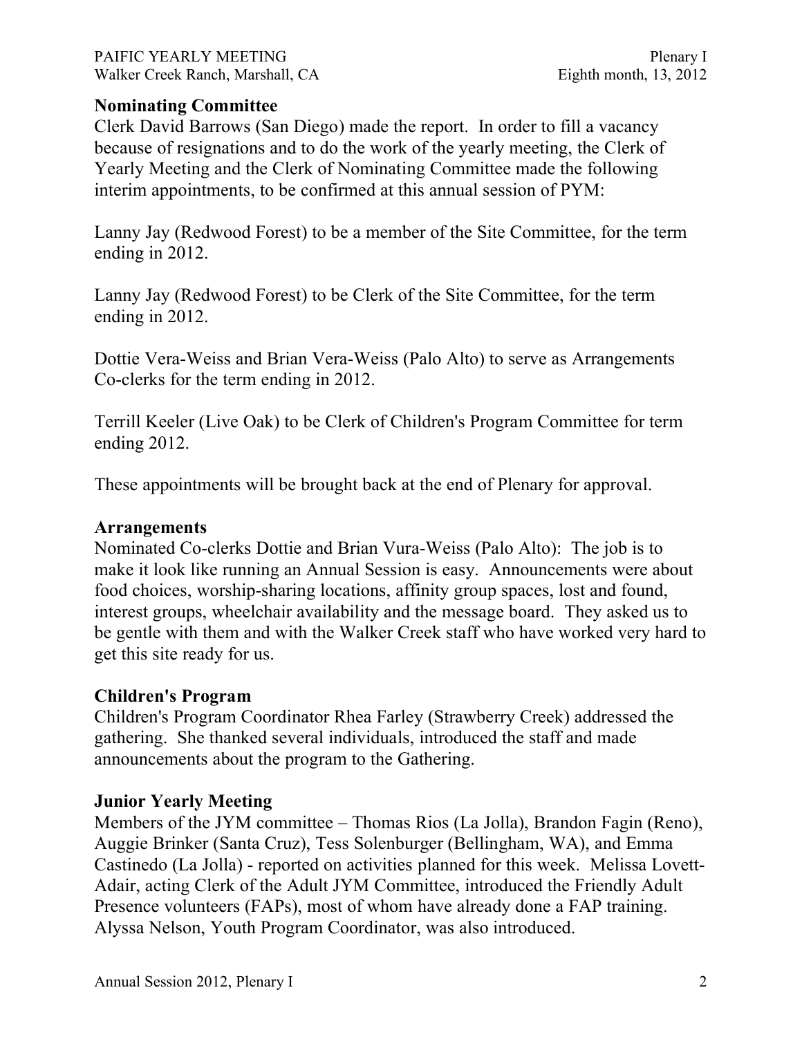## Nominating Committee

Clerk David Barrows (San Diego) made the report. In order to fill a vacancy because of resignations and to do the work of the yearly meeting, the Clerk of Yearly Meeting and the Clerk of Nominating Committee made the following interim appointments, to be confirmed at this annual session of PYM:

Lanny Jay (Redwood Forest) to be a member of the Site Committee, for the term ending in 2012.

Lanny Jay (Redwood Forest) to be Clerk of the Site Committee, for the term ending in 2012.

Dottie Vera-Weiss and Brian Vera-Weiss (Palo Alto) to serve as Arrangements Co-clerks for the term ending in 2012.

Terrill Keeler (Live Oak) to be Clerk of Children's Program Committee for term ending 2012.

These appointments will be brought back at the end of Plenary for approval.

## Arrangements

Nominated Co-clerks Dottie and Brian Vura-Weiss (Palo Alto): The job is to make it look like running an Annual Session is easy. Announcements were about food choices, worship-sharing locations, affinity group spaces, lost and found, interest groups, wheelchair availability and the message board. They asked us to be gentle with them and with the Walker Creek staff who have worked very hard to get this site ready for us.

## Children's Program

Children's Program Coordinator Rhea Farley (Strawberry Creek) addressed the gathering. She thanked several individuals, introduced the staff and made announcements about the program to the Gathering.

## Junior Yearly Meeting

Members of the JYM committee – Thomas Rios (La Jolla), Brandon Fagin (Reno), Auggie Brinker (Santa Cruz), Tess Solenburger (Bellingham, WA), and Emma Castinedo (La Jolla) - reported on activities planned for this week. Melissa Lovett-Adair, acting Clerk of the Adult JYM Committee, introduced the Friendly Adult Presence volunteers (FAPs), most of whom have already done a FAP training. Alyssa Nelson, Youth Program Coordinator, was also introduced.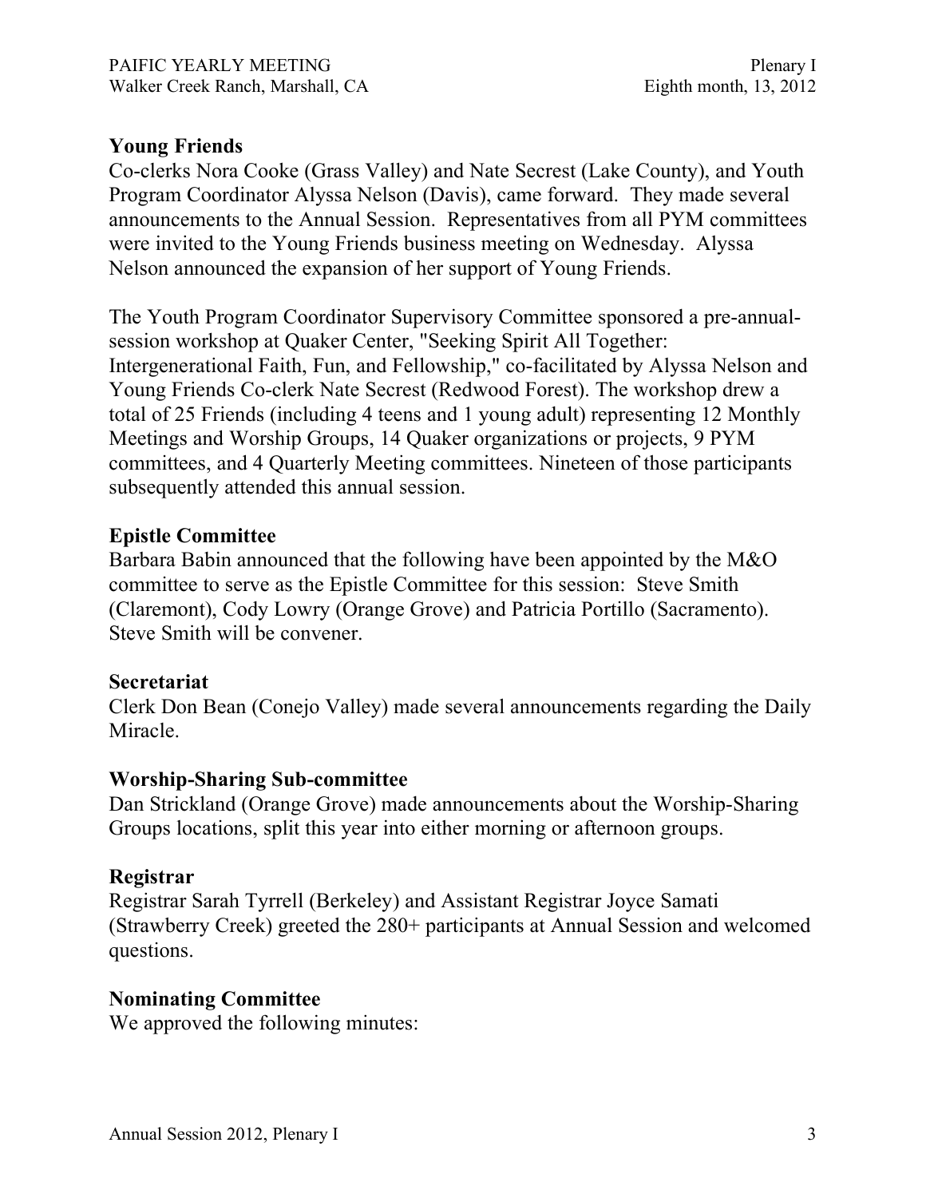## Young Friends

Co-clerks Nora Cooke (Grass Valley) and Nate Secrest (Lake County), and Youth Program Coordinator Alyssa Nelson (Davis), came forward. They made several announcements to the Annual Session. Representatives from all PYM committees were invited to the Young Friends business meeting on Wednesday. Alyssa Nelson announced the expansion of her support of Young Friends.

The Youth Program Coordinator Supervisory Committee sponsored a pre-annual-session workshop at Quaker Center, "Seeking Spirit All Together: Intergenerational Faith, Fun, and Fellowship," co-facilitated by Alyssa Nelson and Young Friends Co-clerk Nate Secrest (Redwood Forest). The workshop drew a total of 25 Friends (including 4 teens and 1 young adult) representing 12 Monthly Meetings and Worship Groups, 14 Quaker organizations or projects, 9 PYM committees, and 4 Quarterly Meeting committees. Nineteen of those participants subsequently attended this annual session.

## Epistle Committee

Barbara Babin announced that the following have been appointed by the M&O committee to serve as the Epistle Committee for this session: Steve Smith (Claremont), Cody Lowry (Orange Grove) and Patricia Portillo (Sacramento). Steve Smith will be convener.

## Secretariat

Clerk Don Bean (Conejo Valley) made several announcements regarding the Daily Miracle.

## Worship-Sharing Sub-committee

Dan Strickland (Orange Grove) made announcements about the Worship-Sharing Groups locations, split this year into either morning or afternoon groups.

## Registrar

Registrar Sarah Tyrrell (Berkeley) and Assistant Registrar Joyce Samati (Strawberry Creek) greeted the 280+ participants at Annual Session and welcomed questions.

## Nominating Committee

We approved the following minutes: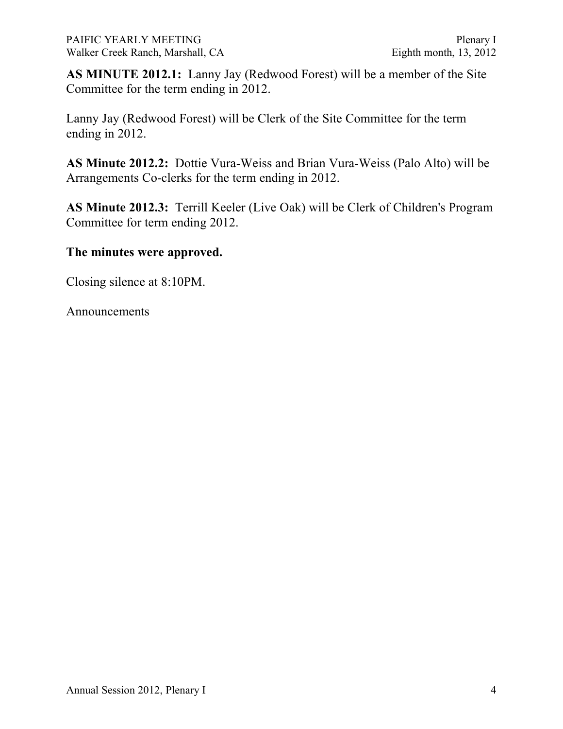**AS MINUTE 2012.1:** Lanny Jay (Redwood Forest) will be a member of the Site Committee for the term ending in 2012.

Lanny Jay (Redwood Forest) will be Clerk of the Site Committee for the term ending in 2012.

**AS Minute 2012.2:** Dottie Vura-Weiss and Brian Vura-Weiss (Palo Alto) will be Arrangements Co-clerks for the term ending in 2012.

**AS Minute 2012.3:** Terrill Keeler (Live Oak) will be Clerk of Children's Program Committee for term ending 2012.

**The minutes were approved.**

Closing silence at 8:10PM.

Announcements